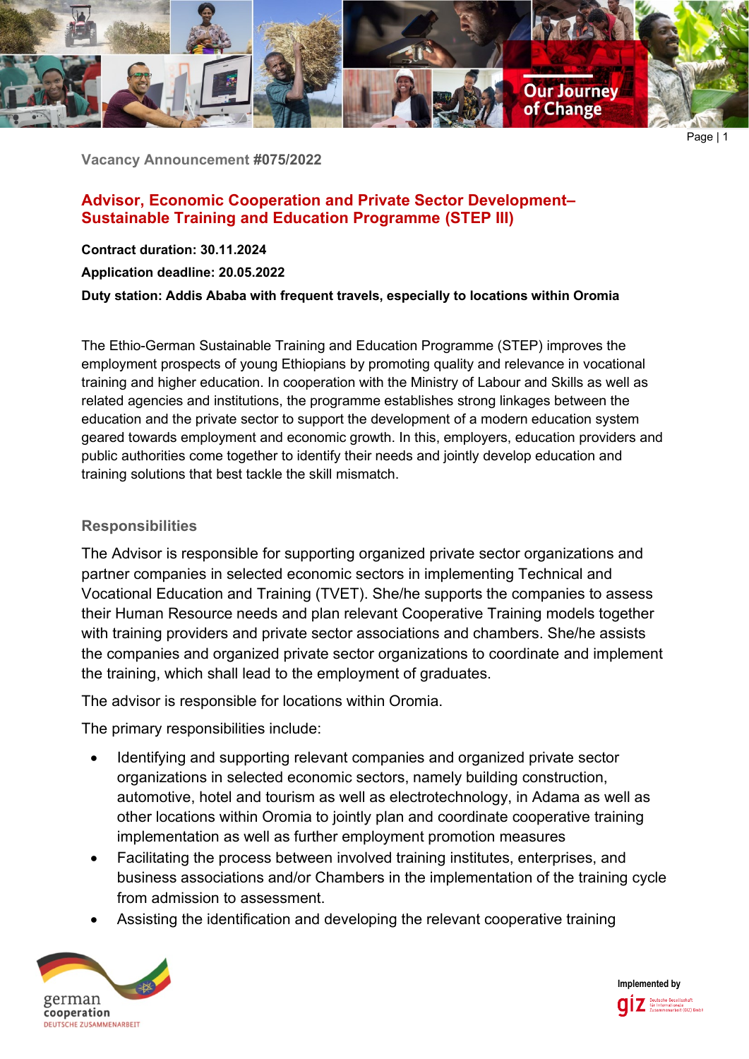Vacancy Announcement #075/2022

## Advisor, Economic Cooperation and Private Sector Development– Sustainable Training and Education Programme (STEP III)

**Contract duration: 30.11.2024**

**Application deadline: 20.05.2022**

**Duty station: Addis Ababa with frequent travels, especially to locations within Oromia**

The Ethio-German Sustainable Training and Education Programme (STEP) improves the employment prospects of young Ethiopians by promoting quality and relevance in vocational training and higher education. In cooperation with the Ministry of Labour and Skills as well as related agencies and institutions, the programme establishes strong linkages between the education and the private sector to support the development of a modern education system geared towards employment and economic growth. In this, employers, education providers and public authorities come together to identify their needs and jointly develop education and training solutions that best tackle the skill mismatch.

### Responsibilities

The Advisor is responsible for supporting organized private sector organizations and partner companies in selected economic sectors in implementing Technical and Vocational Education and Training (TVET). She/he supports the companies to assess their Human Resource needs and plan relevant Cooperative Training models together with training providers and private sector associations and chambers. She/he assists the companies and organized private sector organizations to coordinate and implement the training, which shall lead to the employment of graduates.

The advisor is responsible for locations within Oromia.

The primary responsibilities include:

- Identifying and supporting relevant companies and organized private sector organizations in selected economic sectors, namely building construction, automotive, hotel and tourism as well as electrotechnology, in Adama as well as other locations within Oromia to jointly plan and coordinate cooperative training implementation as well as further employment promotion measures
- Facilitating the process between involved training institutes, enterprises, and business associations and/or Chambers in the implementation of the training cycle from admission to assessment.
- Assisting the identification and developing the relevant cooperative training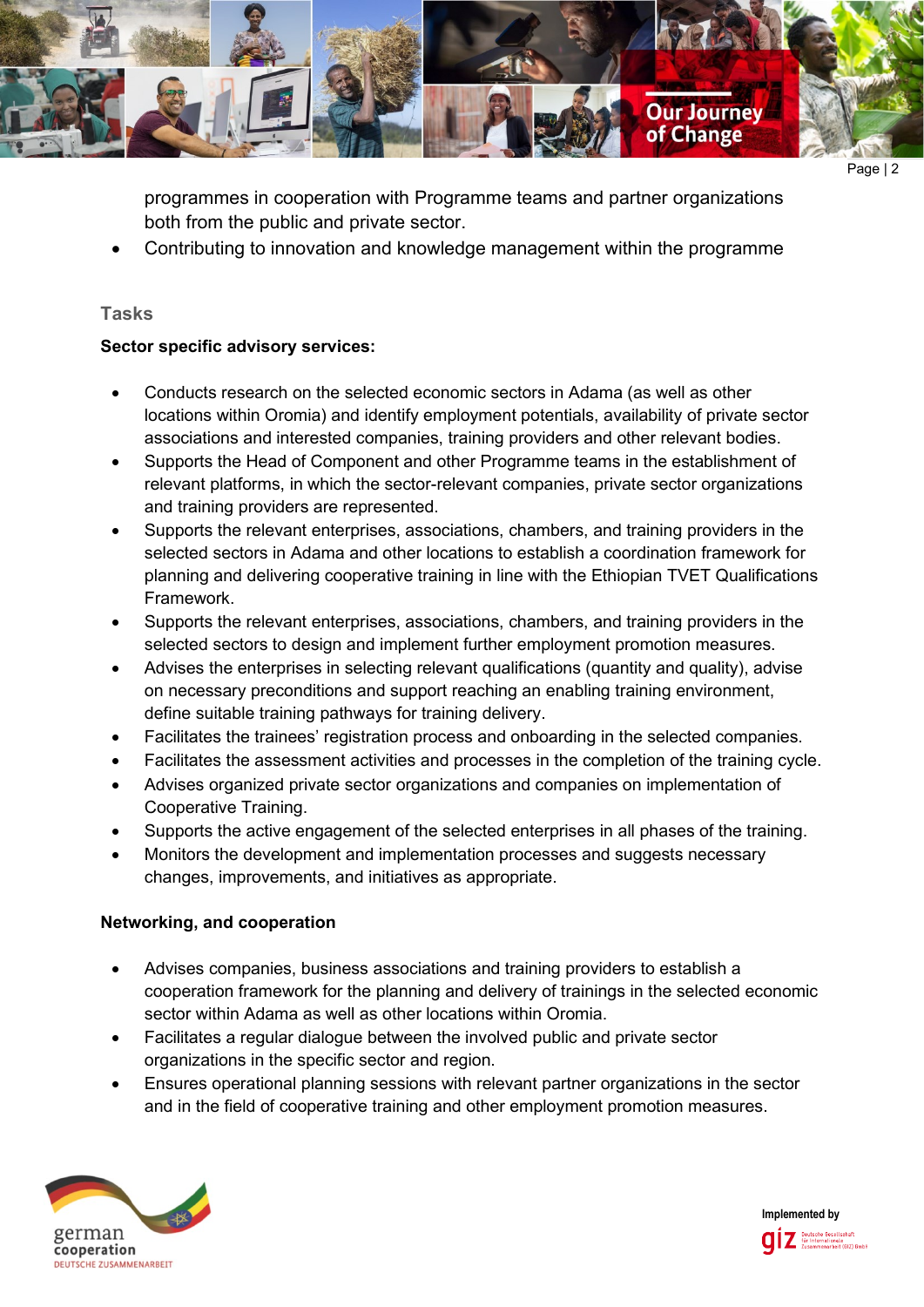programmes in cooperation with Programme teams and partner organizations both from the public and private sector.

- Contributing to innovation and knowledge management within the programme

## Tasks

**Sector specific advisory services:**

- Conducts research on the selected economic sectors in Adama (as well as other locations within Oromia) and identify employment potentials, availability of private sector associations and interested companies, training providers and other relevant bodies.
- Supports the Head of Component and other Programme teams in the establishment of relevant platforms, in which the sector-relevant companies, private sector organizations and training providers are represented.
- Supports the relevant enterprises, associations, chambers, and training providers in the selected sectors in Adama and other locations to establish a coordination framework for planning and delivering cooperative training in line with the Ethiopian TVET Qualifications Framework.
- Supports the relevant enterprises, associations, chambers, and training providers in the selected sectors to design and implement further employment promotion measures.
- Advises the enterprises in selecting relevant qualifications (quantity and quality), advise on necessary preconditions and support reaching an enabling training environment, define suitable training pathways for training delivery.
- Facilitates the trainees' registration process and onboarding in the selected companies.
- Facilitates the assessment activities and processes in the completion of the training cycle.
- Advises organized private sector organizations and companies on implementation of Cooperative Training.
- Supports the active engagement of the selected enterprises in all phases of the training.
- Monitors the development and implementation processes and suggests necessary changes, improvements, and initiatives as appropriate.

**Networking, and cooperation**

- Advises companies, business associations and training providers to establish a cooperation framework for the planning and delivery of trainings in the selected economic sector within Adama as well as other locations within Oromia.
- Facilitates a regular dialogue between the involved public and private sector organizations in the specific sector and region.
- Ensures operational planning sessions with relevant partner organizations in the sector and in the field of cooperative training and other employment promotion measures.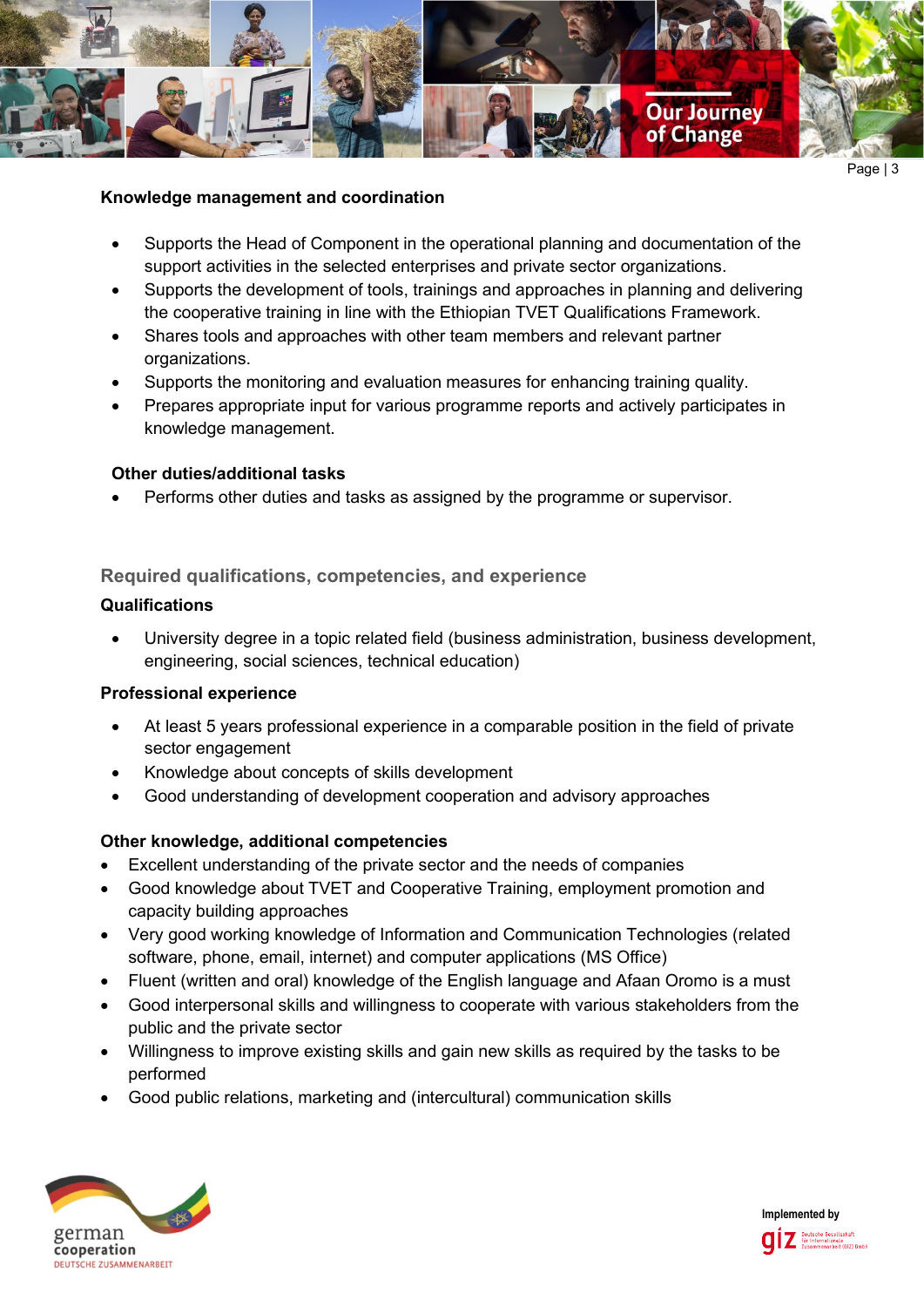### Knowledge management and coordination

- Supports the Head of Component in the operational planning and documentation of the support activities in the selected enterprises and private sector organizations.
- Supports the development of tools, trainings and approaches in planning and delivering the cooperative training in line with the Ethiopian TVET Qualifications Framework.
- Shares tools and approaches with other team members and relevant partner organizations.
- Supports the monitoring and evaluation measures for enhancing training quality.
- Prepares appropriate input for various programme reports and actively participates in knowledge management.

### Other duties/additional tasks

- Performs other duties and tasks as assigned by the programme or supervisor.

## Required qualifications, competencies, and experience

### Qualifications

- University degree in a topic related field (business administration, business development, engineering, social sciences, technical education)

### Professional experience

- At least 5 years professional experience in a comparable position in the field of private sector engagement
- Knowledge about concepts of skills development
- Good understanding of development cooperation and advisory approaches

### Other knowledge, additional competencies

- Excellent understanding of the private sector and the needs of companies
- Good knowledge about TVET and Cooperative Training, employment promotion and capacity building approaches
- Very good working knowledge of Information and Communication Technologies (related software, phone, email, internet) and computer applications (MS Office)
- Fluent (written and oral) knowledge of the English language and Afaan Oromo is a must
- Good interpersonal skills and willingness to cooperate with various stakeholders from the public and the private sector
- Willingness to improve existing skills and gain new skills as required by the tasks to be performed
- Good public relations, marketing and (intercultural) communication skills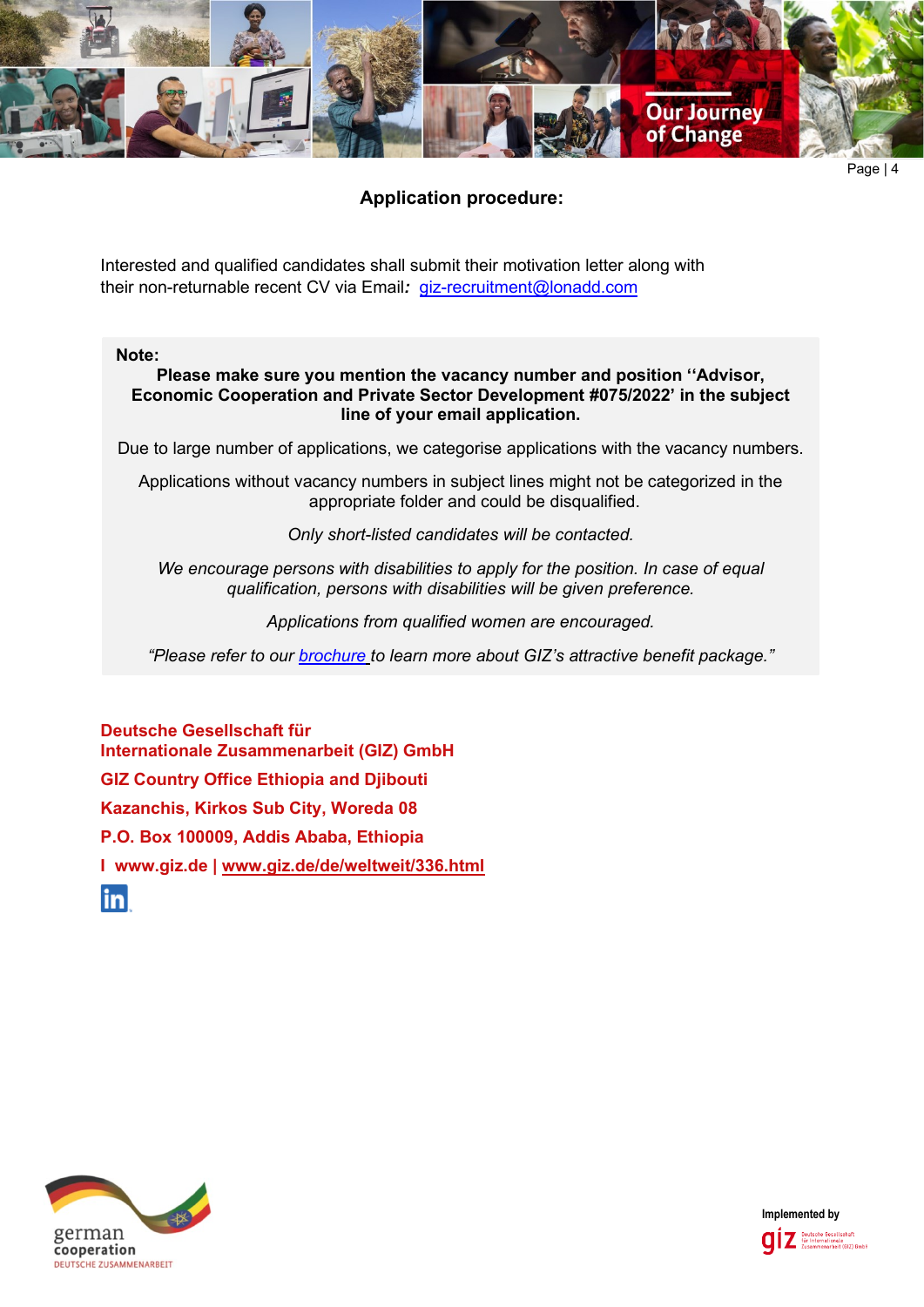## Application procedure:

Interested and qualified candidates shall submit their motivation letter along with their non-returnable recent CV via Email: giz-recruitment@lonadd.com

**Note:**

**Please make sure you mention the vacancy number and position ''Advisor, Economic Cooperation and Private Sector Development #075/2022' in the subject line of your email application.**

Due to large number of applications, we categorise applications with the vacancy numbers.

Applications without vacancy numbers in subject lines might not be categorized in the appropriate folder and could be disqualified.

*Only short-listed candidates will be contacted.*

*We encourage persons with disabilities to apply for the position. In case of equal qualification, persons with disabilities will be given preference.*

*Applications from qualified women are encouraged.*

*"Please refer to our brochure to learn more about GIZ's attractive benefit package."*

**Deutsche Gesellschaft für Internationale Zusammenarbeit (GIZ) GmbH**

**GIZ Country Office Ethiopia and Djibouti**

**Kazanchis, Kirkos Sub City, Woreda 08**

**P.O. Box 100009, Addis Ababa, Ethiopia**

**I www.giz.de | www.giz.de/de/weltweit/336.html**